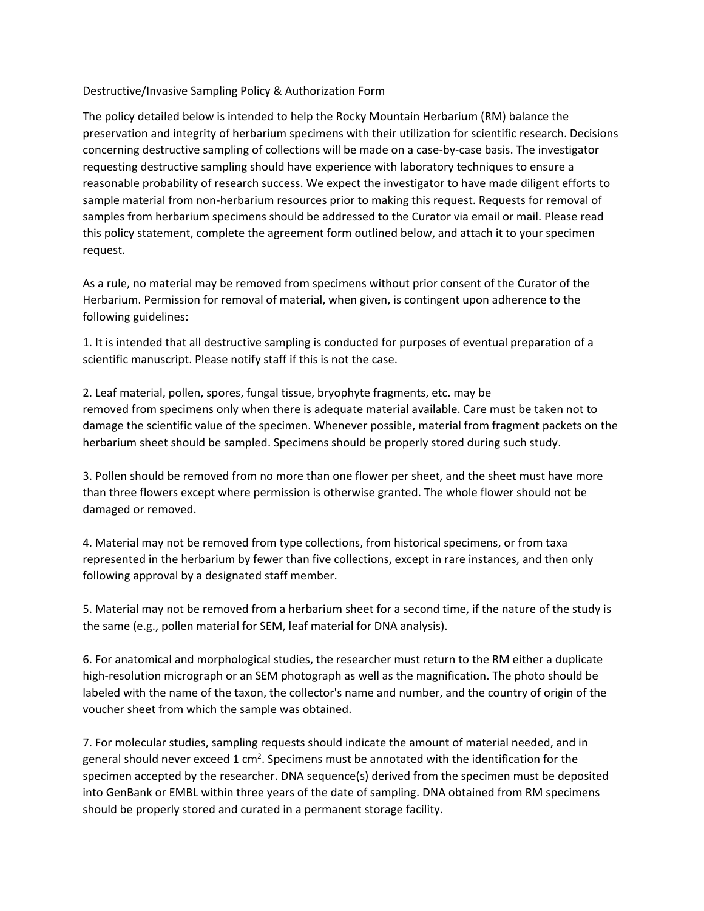Destructive/Invasive Sampling Policy & Authorization Form

The policy detailed below is intended to help the Rocky Mountain Herbarium (RM) balance the preservation and integrity of herbarium specimens with their utilization for scientific research. Decisions concerning destructive sampling of collections will be made on a case-by-case basis. The investigator requesting destructive sampling should have experience with laboratory techniques to ensure a reasonable probability of research success. We expect the investigator to have made diligent efforts to sample material from non-herbarium resources prior to making this request. Requests for removal of samples from herbarium specimens should be addressed to the Curator via email or mail. Please read this policy statement, complete the agreement form outlined below, and attach it to your specimen request.

As a rule, no material may be removed from specimens without prior consent of the Curator of the Herbarium. Permission for removal of material, when given, is contingent upon adherence to the following guidelines:

1. It is intended that all destructive sampling is conducted for purposes of eventual preparation of a scientific manuscript. Please notify staff if this is not the case.

2. Leaf material, pollen, spores, fungal tissue, bryophyte fragments, etc. may be removed from specimens only when there is adequate material available. Care must be taken not to damage the scientific value of the specimen. Whenever possible, material from fragment packets on the herbarium sheet should be sampled. Specimens should be properly stored during such study.

3. Pollen should be removed from no more than one flower per sheet, and the sheet must have more than three flowers except where permission is otherwise granted. The whole flower should not be damaged or removed.

4. Material may not be removed from type collections, from historical specimens, or from taxa represented in the herbarium by fewer than five collections, except in rare instances, and then only following approval by a designated staff member.

5. Material may not be removed from a herbarium sheet for a second time, if the nature of the study is the same (e.g., pollen material for SEM, leaf material for DNA analysis).

6. For anatomical and morphological studies, the researcher must return to the RM either a duplicate high-resolution micrograph or an SEM photograph as well as the magnification. The photo should be labeled with the name of the taxon, the collector's name and number, and the country of origin of the voucher sheet from which the sample was obtained.

7. For molecular studies, sampling requests should indicate the amount of material needed, and in general should never exceed 1 $cm^2$. Specimens must be annotated with the identification for the specimen accepted by the researcher. DNA sequence(s) derived from the specimen must be deposited into GenBank or EMBL within three years of the date of sampling. DNA obtained from RM specimens should be properly stored and curated in a permanent storage facility.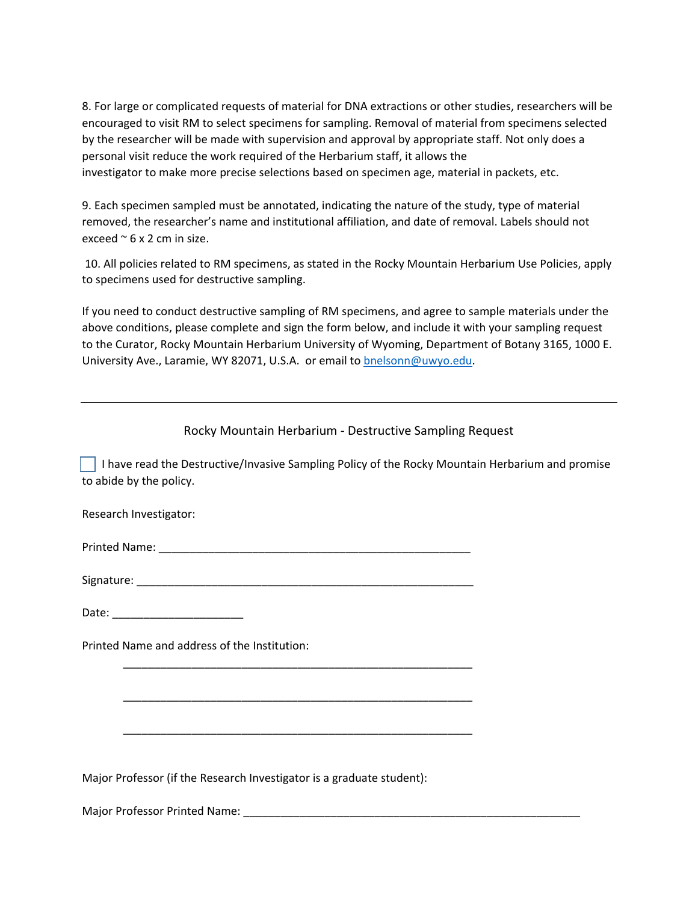8. For large or complicated requests of material for DNA extractions or other studies, researchers will be encouraged to visit RM to select specimens for sampling. Removal of material from specimens selected by the researcher will be made with supervision and approval by appropriate staff. Not only does a personal visit reduce the work required of the Herbarium staff, it allows the investigator to make more precise selections based on specimen age, material in packets, etc.

9. Each specimen sampled must be annotated, indicating the nature of the study, type of material removed, the researcher's name and institutional affiliation, and date of removal. Labels should not exceed ~ 6 x 2 cm in size.

10. All policies related to RM specimens, as stated in the Rocky Mountain Herbarium Use Policies, apply to specimens used for destructive sampling.

If you need to conduct destructive sampling of RM specimens, and agree to sample materials under the above conditions, please complete and sign the form below, and include it with your sampling request to the Curator, Rocky Mountain Herbarium University of Wyoming, Department of Botany 3165, 1000 E. University Ave., Laramie, WY 82071, U.S.A. or email to bnelsonn@uwyo.edu.

---

Rocky Mountain Herbarium - Destructive Sampling Request

☐ I have read the Destructive/Invasive Sampling Policy of the Rocky Mountain Herbarium and promise to abide by the policy.

Research Investigator:

Printed Name: ___________________________________________________

Signature: ______________________________________________________

Date: ____________________

Printed Name and address of the Institution:

______________________________________________________

______________________________________________________

______________________________________________________

Major Professor (if the Research Investigator is a graduate student):

Major Professor Printed Name: ____________________________________________________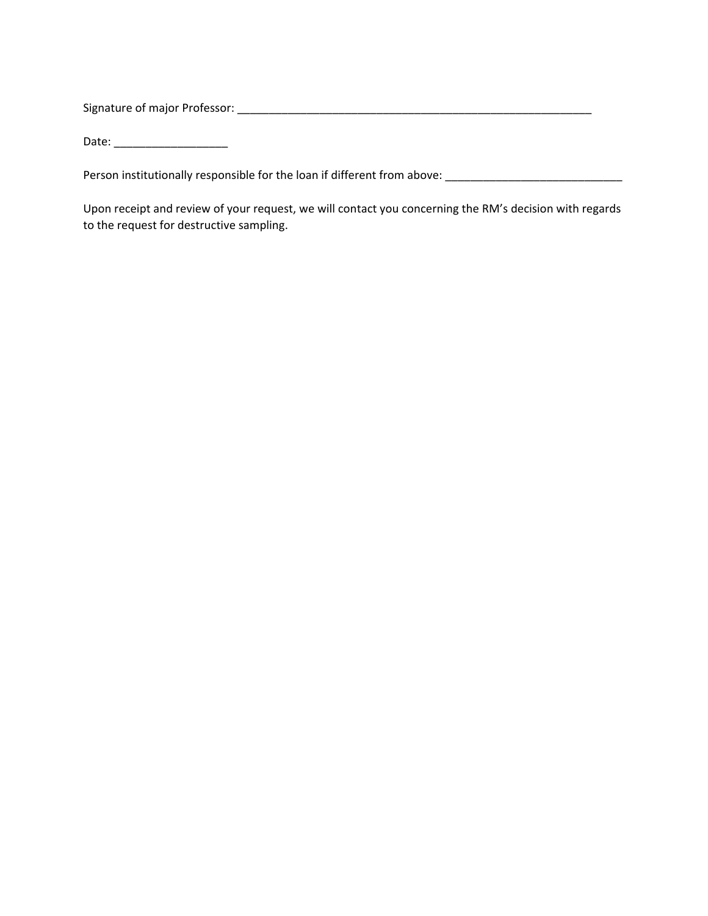Signature of major Professor: ___________________________________________________________

Date: __________________

Person institutionally responsible for the loan if different from above: ____________________________

Upon receipt and review of your request, we will contact you concerning the RM's decision with regards to the request for destructive sampling.